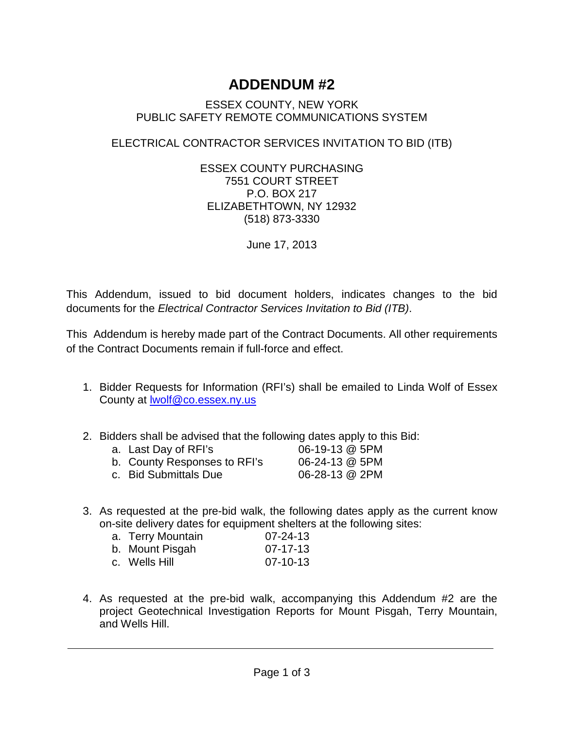# ADDENDUM #2

ESSEX COUNTY, NEW YORK
PUBLIC SAFETY REMOTE COMMUNICATIONS SYSTEM

ELECTRICAL CONTRACTOR SERVICES INVITATION TO BID (ITB)

ESSEX COUNTY PURCHASING
7551 COURT STREET
P.O. BOX 217
ELIZABETHTOWN, NY 12932
(518) 873-3330

June 17, 2013

This Addendum, issued to bid document holders, indicates changes to the bid documents for the *Electrical Contractor Services Invitation to Bid (ITB)*.

This Addendum is hereby made part of the Contract Documents. All other requirements of the Contract Documents remain if full-force and effect.

1. Bidder Requests for Information (RFI's) shall be emailed to Linda Wolf of Essex County at lwolf@co.essex.ny.us

2. Bidders shall be advised that the following dates apply to this Bid:
   a. Last Day of RFI's 06-19-13 @ 5PM
   b. County Responses to RFI's 06-24-13 @ 5PM
   c. Bid Submittals Due 06-28-13 @ 2PM

3. As requested at the pre-bid walk, the following dates apply as the current know on-site delivery dates for equipment shelters at the following sites:
   a. Terry Mountain 07-24-13
   b. Mount Pisgah 07-17-13
   c. Wells Hill 07-10-13

4. As requested at the pre-bid walk, accompanying this Addendum #2 are the project Geotechnical Investigation Reports for Mount Pisgah, Terry Mountain, and Wells Hill.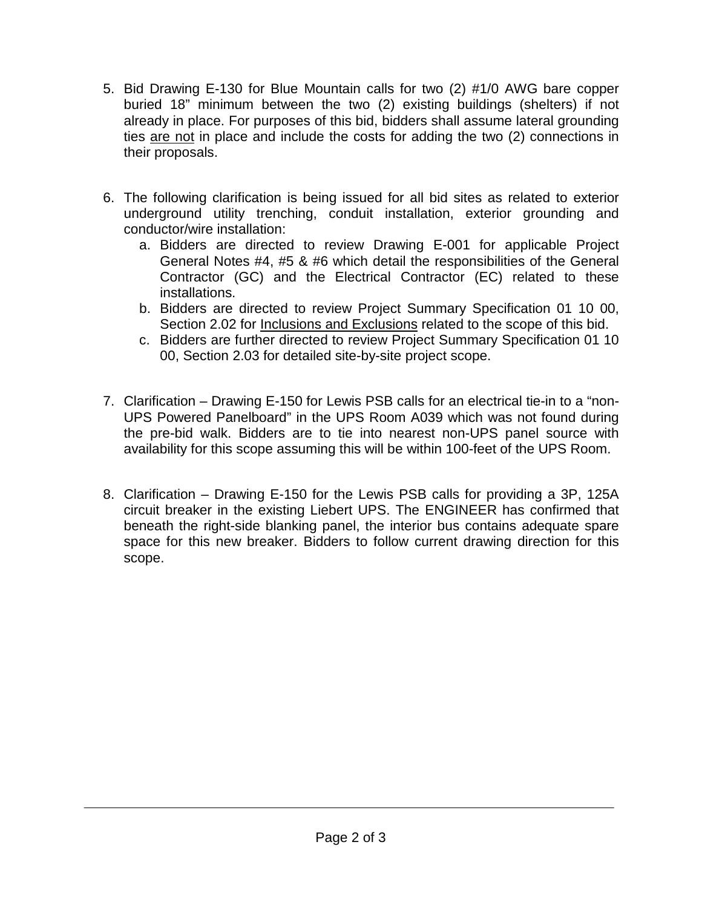5. Bid Drawing E-130 for Blue Mountain calls for two (2) #1/0 AWG bare copper buried 18" minimum between the two (2) existing buildings (shelters) if not already in place. For purposes of this bid, bidders shall assume lateral grounding ties <u>are not</u> in place and include the costs for adding the two (2) connections in their proposals.

6. The following clarification is being issued for all bid sites as related to exterior underground utility trenching, conduit installation, exterior grounding and conductor/wire installation:
   a. Bidders are directed to review Drawing E-001 for applicable Project General Notes #4, #5 & #6 which detail the responsibilities of the General Contractor (GC) and the Electrical Contractor (EC) related to these installations.
   b. Bidders are directed to review Project Summary Specification 01 10 00, Section 2.02 for <u>Inclusions and Exclusions</u> related to the scope of this bid.
   c. Bidders are further directed to review Project Summary Specification 01 10 00, Section 2.03 for detailed site-by-site project scope.

7. Clarification – Drawing E-150 for Lewis PSB calls for an electrical tie-in to a "non-UPS Powered Panelboard" in the UPS Room A039 which was not found during the pre-bid walk. Bidders are to tie into nearest non-UPS panel source with availability for this scope assuming this will be within 100-feet of the UPS Room.

8. Clarification – Drawing E-150 for the Lewis PSB calls for providing a 3P, 125A circuit breaker in the existing Liebert UPS. The ENGINEER has confirmed that beneath the right-side blanking panel, the interior bus contains adequate spare space for this new breaker. Bidders to follow current drawing direction for this scope.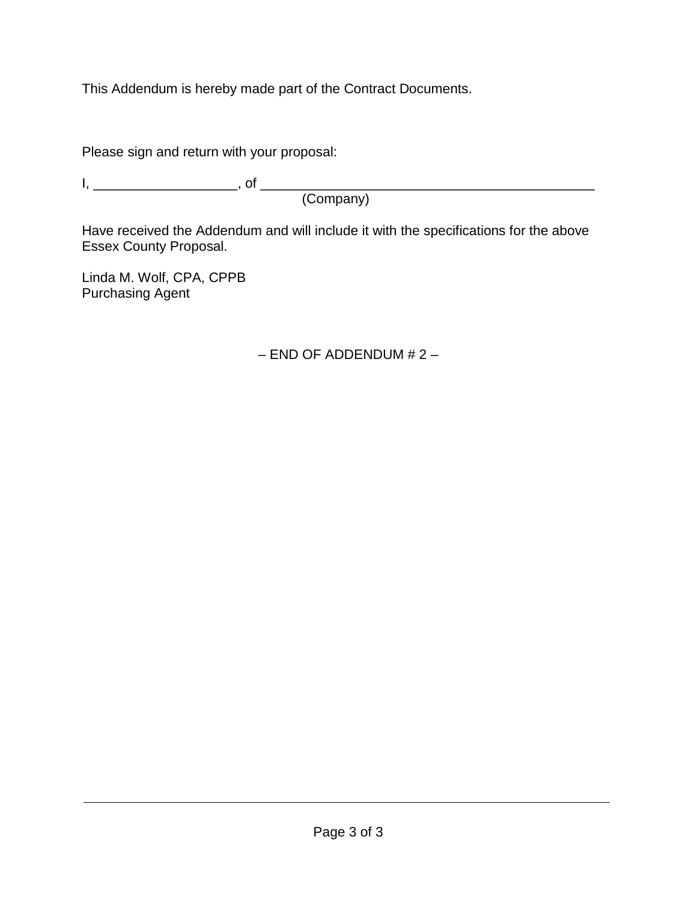This Addendum is hereby made part of the Contract Documents.

Please sign and return with your proposal:

I, ___________________, of _____________________________________________
(Company)

Have received the Addendum and will include it with the specifications for the above Essex County Proposal.

Linda M. Wolf, CPA, CPPB
Purchasing Agent

– END OF ADDENDUM # 2 –